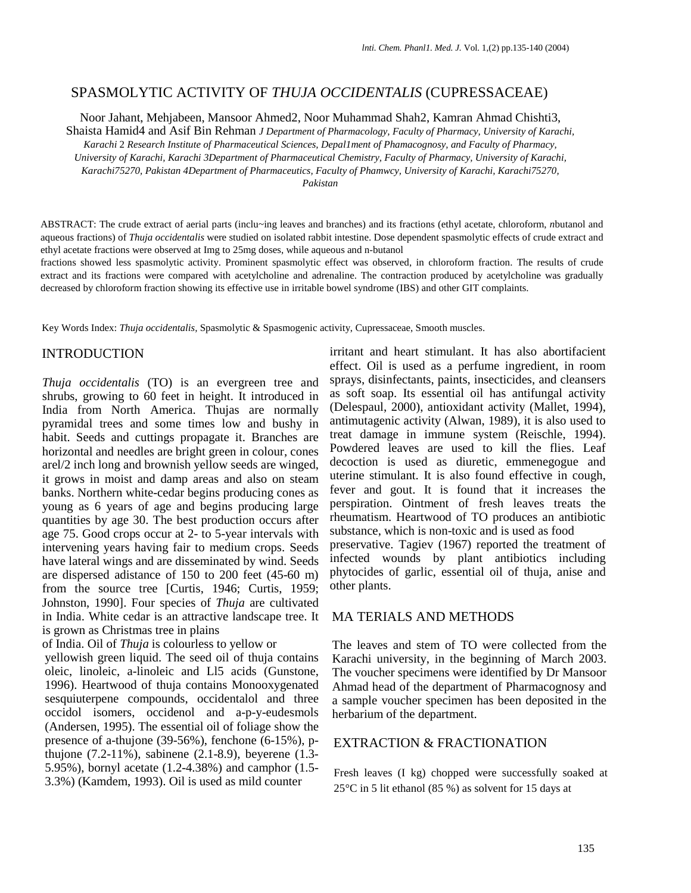# SPASMOLYTIC ACTIVITY OF *THUJA OCCIDENTALIS* (CUPRESSACEAE)

Noor Jahant, Mehjabeen, Mansoor Ahmed2, Noor Muhammad Shah2, Kamran Ahmad Chishti3, Shaista Hamid4 and Asif Bin Rehman *J Department of Pharmacology, Faculty of Pharmacy, University of Karachi, Karachi* 2 *Research Institute of Pharmaceutical Sciences, Depal1ment of Phamacognosy, and Faculty of Pharmacy, University of Karachi, Karachi 3Department of Pharmaceutical Chemistry, Faculty of Pharmacy, University of Karachi, Karachi75270, Pakistan 4Department of Pharmaceutics, Faculty of Phamwcy, University of Karachi, Karachi75270, Pakistan*

ABSTRACT: The crude extract of aerial parts (inclu~ing leaves and branches) and its fractions (ethyl acetate, chloroform, *n*butanol and aqueous fractions) of *Thuja occidentalis* were studied on isolated rabbit intestine. Dose dependent spasmolytic effects of crude extract and ethyl acetate fractions were observed at Img to 25mg doses, while aqueous and n-butanol fractions showed less spasmolytic activity. Prominent spasmolytic effect was observed, in chloroform fraction. The results of crude extract and its fractions were compared with acetylcholine and adrenaline. The contraction produced by acetylcholine was gradually decreased by chloroform fraction showing its effective use in irritable bowel syndrome (IBS) and other GIT complaints.

Key Words Index: *Thuja occidentalis*, Spasmolytic & Spasmogenic activity, Cupressaceae, Smooth muscles.

## INTRODUCTION

*Thuja occidentalis* (TO) is an evergreen tree and shrubs, growing to 60 feet in height. It introduced in India from North America. Thujas are normally pyramidal trees and some times low and bushy in habit. Seeds and cuttings propagate it. Branches are horizontal and needles are bright green in colour, cones arel/2 inch long and brownish yellow seeds are winged, it grows in moist and damp areas and also on steam banks. Northern white-cedar begins producing cones as young as 6 years of age and begins producing large quantities by age 30. The best production occurs after age 75. Good crops occur at 2- to 5-year intervals with intervening years having fair to medium crops. Seeds have lateral wings and are disseminated by wind. Seeds are dispersed adistance of 150 to 200 feet (45-60 m) from the source tree [Curtis, 1946; Curtis, 1959; Johnston, 1990]. Four species of *Thuja* are cultivated in India. White cedar is an attractive landscape tree. It is grown as Christmas tree in plains of India. Oil of *Thuja* is colourless to yellow or yellowish green liquid. The seed oil of thuja contains oleic, linoleic, a-linoleic and Ll5 acids (Gunstone, 1996). Heartwood of thuja contains Monooxygenated sesquiuterpene compounds, occidentalol and three occidol isomers, occidenol and a-p-y-eudesmols (Andersen, 1995). The essential oil of foliage show the presence of a-thujone (39-56%), fenchone (6-15%), p-thujone (7.2-11%), sabinene (2.1-8.9), beyerene (1.3-5.95%), bornyl acetate (1.2-4.38%) and camphor (1.5-3.3%) (Kamdem, 1993). Oil is used as mild counter irritant and heart stimulant. It has also abortifacient effect. Oil is used as a perfume ingredient, in room sprays, disinfectants, paints, insecticides, and cleansers as soft soap. Its essential oil has antifungal activity (Delespaul, 2000), antioxidant activity (Mallet, 1994), antimutagenic activity (Alwan, 1989), it is also used to treat damage in immune system (Reischle, 1994). Powdered leaves are used to kill the flies. Leaf decoction is used as diuretic, emmenegogue and uterine stimulant. It is also found effective in cough, fever and gout. It is found that it increases the perspiration. Ointment of fresh leaves treats the rheumatism. Heartwood of TO produces an antibiotic substance, which is non-toxic and is used as food preservative. Tagiev (1967) reported the treatment of infected wounds by plant antibiotics including phytocides of garlic, essential oil of thuja, anise and other plants.

## MA TERIALS AND METHODS

The leaves and stem of TO were collected from the Karachi university, in the beginning of March 2003. The voucher specimens were identified by Dr Mansoor Ahmad head of the department of Pharmacognosy and a sample voucher specimen has been deposited in the herbarium of the department.

## EXTRACTION & FRACTIONATION

Fresh leaves (I kg) chopped were successfully soaked at 25°C in 5 lit ethanol (85 %) as solvent for 15 days at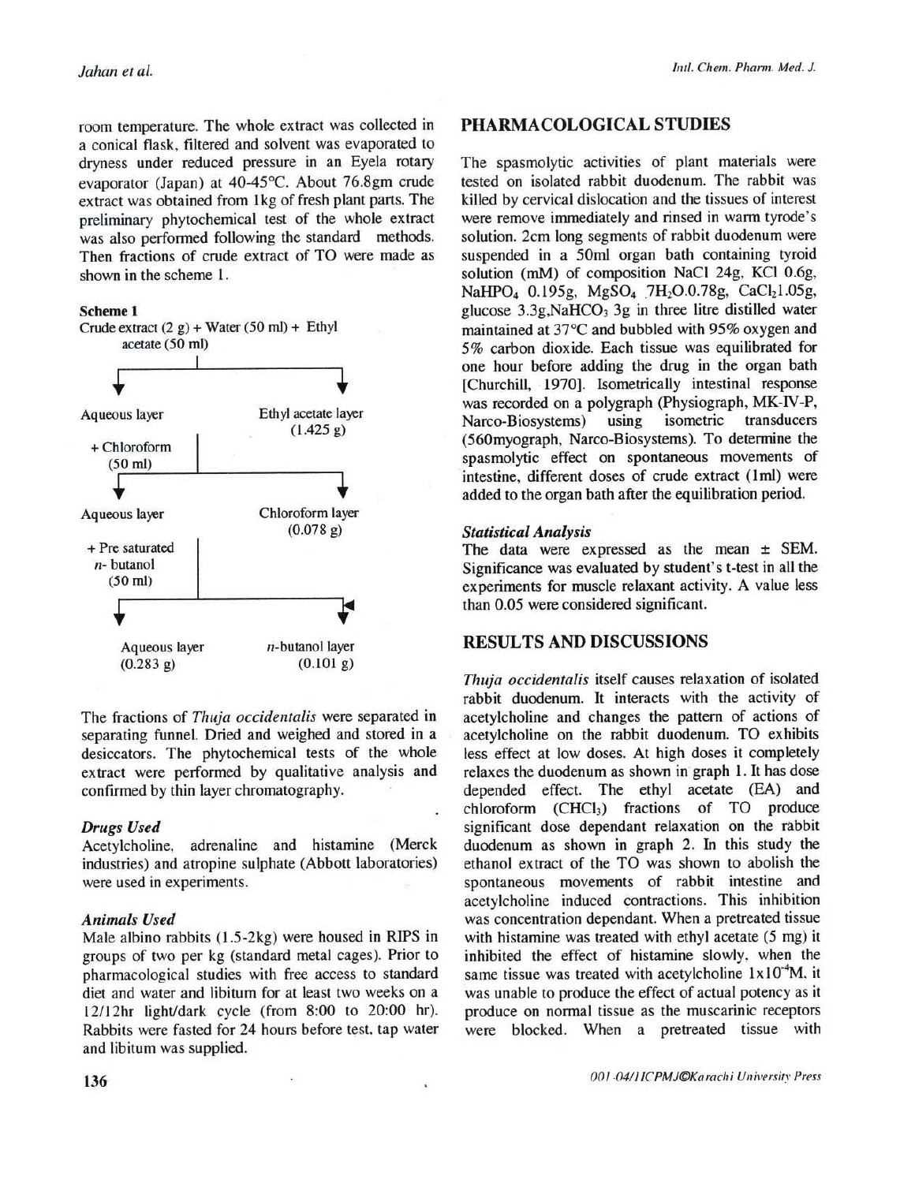room temperature. The whole extract was collected in a conical flask, filtered and solvent was evaporated to dryness under reduced pressure in an Eyela rotary evaporator (Japan) at 40-45°C. About 76.8gm crude extract was obtained from 1kg of fresh plant parts. The preliminary phytochemical test of the whole extract was also performed following the standard methods. Then fractions of crude extract of TO were made as shown in the scheme 1.

**Scheme 1**

Crude extract (2 g) + Water (50 ml) + Ethyl acetate (50 ml)

- Aqueous layer → Ethyl acetate layer (1.425 g)
- Aqueous layer + Chloroform (50 ml)
  - Aqueous layer → Chloroform layer (0.078 g)
  - Aqueous layer + Pre saturated *n*- butanol (50 ml)
    - Aqueous layer (0.283 g)
    - *n*-butanol layer (0.101 g)

The fractions of *Thuja occidentalis* were separated in separating funnel. Dried and weighed and stored in a desiccators. The phytochemical tests of the whole extract were performed by qualitative analysis and confirmed by thin layer chromatography.

### Drugs Used

Acetylcholine, adrenaline and histamine (Merck industries) and atropine sulphate (Abbott laboratories) were used in experiments.

### Animals Used

Male albino rabbits (1.5-2kg) were housed in RIPS in groups of two per kg (standard metal cages). Prior to pharmacological studies with free access to standard diet and water and libitum for at least two weeks on a 12/12hr light/dark cycle (from 8:00 to 20:00 hr). Rabbits were fasted for 24 hours before test. tap water and libitum was supplied.

## PHARMACOLOGICAL STUDIES

The spasmolytic activities of plant materials were tested on isolated rabbit duodenum. The rabbit was killed by cervical dislocation and the tissues of interest were remove immediately and rinsed in warm tyrode's solution. 2cm long segments of rabbit duodenum were suspended in a 50ml organ bath containing tyroid solution (mM) of composition NaCl 24g, KCl 0.6g, $NaHPO_4$ 0.195g, $MgSO_4$ $.7H_2O$.0.78g, $CaCl_2$1.05g, glucose 3.3g,$NaHCO_3$ 3g in three litre distilled water maintained at 37°C and bubbled with 95% oxygen and 5% carbon dioxide. Each tissue was equilibrated for one hour before adding the drug in the organ bath [Churchill, 1970]. Isometrically intestinal response was recorded on a polygraph (Physiograph, MK-IV-P, Narco-Biosystems) using isometric transducers (560myograph, Narco-Biosystems). To determine the spasmolytic effect on spontaneous movements of intestine, different doses of crude extract (1ml) were added to the organ bath after the equilibration period.

### Statistical Analysis

The data were expressed as the mean ± SEM. Significance was evaluated by student's t-test in all the experiments for muscle relaxant activity. A value less than 0.05 were considered significant.

## RESULTS AND DISCUSSIONS

*Thuja occidentalis* itself causes relaxation of isolated rabbit duodenum. It interacts with the activity of acetylcholine and changes the pattern of actions of acetylcholine on the rabbit duodenum. TO exhibits less effect at low doses. At high doses it completely relaxes the duodenum as shown in graph 1. It has dose depended effect. The ethyl acetate (EA) and chloroform ($CHCl_3$) fractions of TO produce significant dose dependant relaxation on the rabbit duodenum as shown in graph 2. In this study the ethanol extract of the TO was shown to abolish the spontaneous movements of rabbit intestine and acetylcholine induced contractions. This inhibition was concentration dependant. When a pretreated tissue with histamine was treated with ethyl acetate (5 mg) it inhibited the effect of histamine slowly, when the same tissue was treated with acetylcholine $1 \times 10^{-4}$M, it was unable to produce the effect of actual potency as it produce on normal tissue as the muscarinic receptors were blocked. When a pretreated tissue with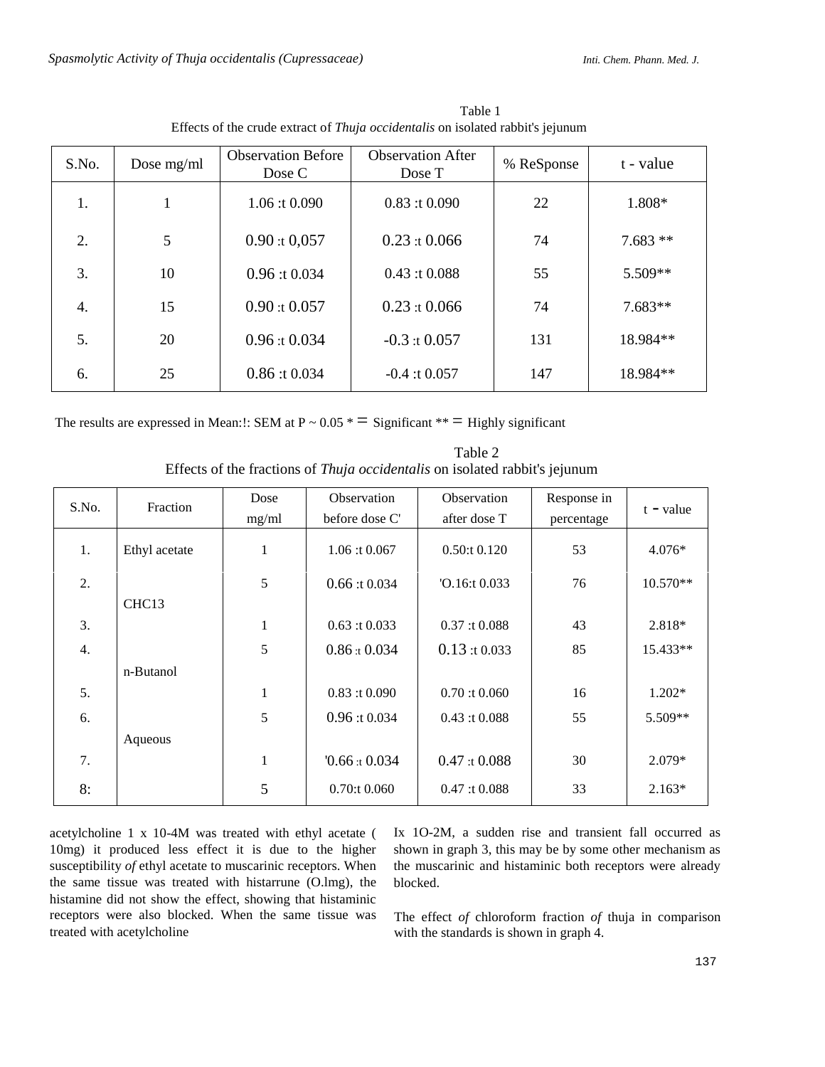Table 1
Effects of the crude extract of *Thuja occidentalis* on isolated rabbit's jejunum

| S.No. | Dose mg/ml | Observation Before Dose C | Observation After Dose T | % ReSponse | t - value |
|---|---|---|---|---|---|
| 1. | 1 | 1.06 :t 0.090 | 0.83 :t 0.090 | 22 | 1.808* |
| 2. | 5 | 0.90 :t 0,057 | 0.23 :t 0.066 | 74 | 7.683 ** |
| 3. | 10 | 0.96 :t 0.034 | 0.43 :t 0.088 | 55 | 5.509** |
| 4. | 15 | 0.90 :t 0.057 | 0.23 :t 0.066 | 74 | 7.683** |
| 5. | 20 | 0.96 :t 0.034 | -0.3 :t 0.057 | 131 | 18.984** |
| 6. | 25 | 0.86 :t 0.034 | -0.4 :t 0.057 | 147 | 18.984** |

The results are expressed in Mean:!: SEM at P ~ 0.05 * = Significant ** = Highly significant

Table 2
Effects of the fractions of *Thuja occidentalis* on isolated rabbit's jejunum

| S.No. | Fraction | Dose mg/ml | Observation before dose C' | Observation after dose T | Response in percentage | t - value |
|---|---|---|---|---|---|---|
| 1. | Ethyl acetate | 1 | 1.06 :t 0.067 | 0.50:t 0.120 | 53 | 4.076* |
| 2. | | 5 | 0.66 :t 0.034 | 'O.16:t 0.033 | 76 | 10.570** |
| | CHC13 | | | | | |
| 3. | | 1 | 0.63 :t 0.033 | 0.37 :t 0.088 | 43 | 2.818* |
| 4. | | 5 | 0.86 :t 0.034 | 0.13 :t 0.033 | 85 | 15.433** |
| | n-Butanol | | | | | |
| 5. | | 1 | 0.83 :t 0.090 | 0.70 :t 0.060 | 16 | 1.202* |
| 6. | | 5 | 0.96 :t 0.034 | 0.43 :t 0.088 | 55 | 5.509** |
| | Aqueous | | | | | |
| 7. | | 1 | '0.66 :t 0.034 | 0.47 :t 0.088 | 30 | 2.079* |
| 8: | | 5 | 0.70:t 0.060 | 0.47 :t 0.088 | 33 | 2.163* |

acetylcholine 1 x 10-4M was treated with ethyl acetate ( 10mg) it produced less effect it is due to the higher susceptibility *of* ethyl acetate to muscarinic receptors. When the same tissue was treated with histarrune (O.lmg), the histamine did not show the effect, showing that histaminic receptors were also blocked. When the same tissue was treated with acetylcholine Ix 1O-2M, a sudden rise and transient fall occurred as shown in graph 3, this may be by some other mechanism as the muscarinic and histaminic both receptors were already blocked.

The effect *of* chloroform fraction *of* thuja in comparison with the standards is shown in graph 4.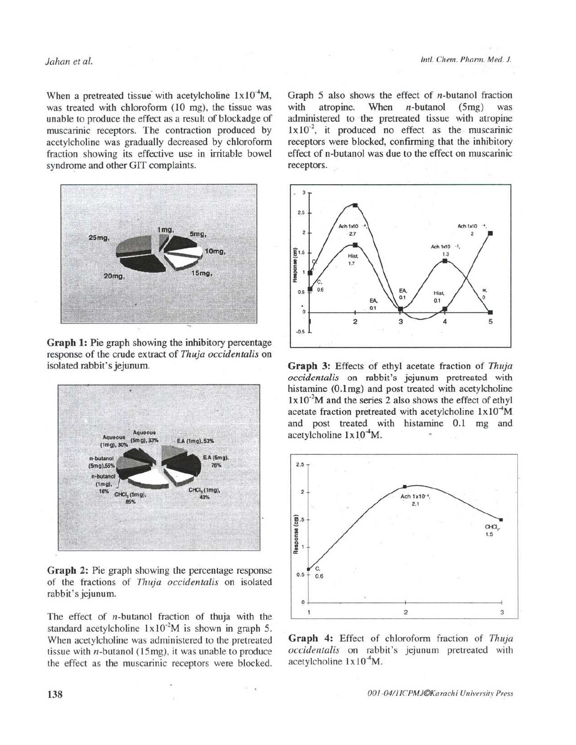When a pretreated tissue with acetylcholine $1\times10^{-4}$M, was treated with chloroform (10 mg), the tissue was unable to produce the effect as a result of blockadge of muscarinic receptors. The contraction produced by acetylcholine was gradually decreased by chloroform fraction showing its effective use in irritable bowel syndrome and other GIT complaints.

**Graph 1:** Pie graph showing the inhibitory percentage response of the crude extract of *Thuja occidentalis* on isolated rabbit's jejunum.

**Graph 2:** Pie graph showing the percentage response of the fractions of *Thuja occidentalis* on isolated rabbit's jejunum.

The effect of *n*-butanol fraction of thuja with the standard acetylcholine $1\times10^{-2}$M is shown in graph 5. When acetylcholine was administered to the pretreated tissue with *n*-butanol (15mg), it was unable to produce the effect as the muscarinic receptors were blocked.

Graph 5 also shows the effect of *n*-butanol fraction with atropine. When *n*-butanol (5mg) was administered to the pretreated tissue with atropine $1\times10^{-2}$, it produced no effect as the muscarinic receptors were blocked, confirming that the inhibitory effect of n-butanol was due to the effect on muscarinic receptors.

**Graph 3:** Effects of ethyl acetate fraction of *Thuja occidentalis* on rabbit's jejunum pretreated with histamine (0.1mg) and post treated with acetylcholine $1\times10^{-2}$M and the series 2 also shows the effect of ethyl acetate fraction pretreated with acetylcholine $1\times10^{-4}$M and post treated with histamine 0.1 mg and acetylcholine $1\times10^{-4}$M.

**Graph 4:** Effect of chloroform fraction of *Thuja occidentalis* on rabbit's jejunum pretreated with acetylcholine $1\times10^{-4}$M.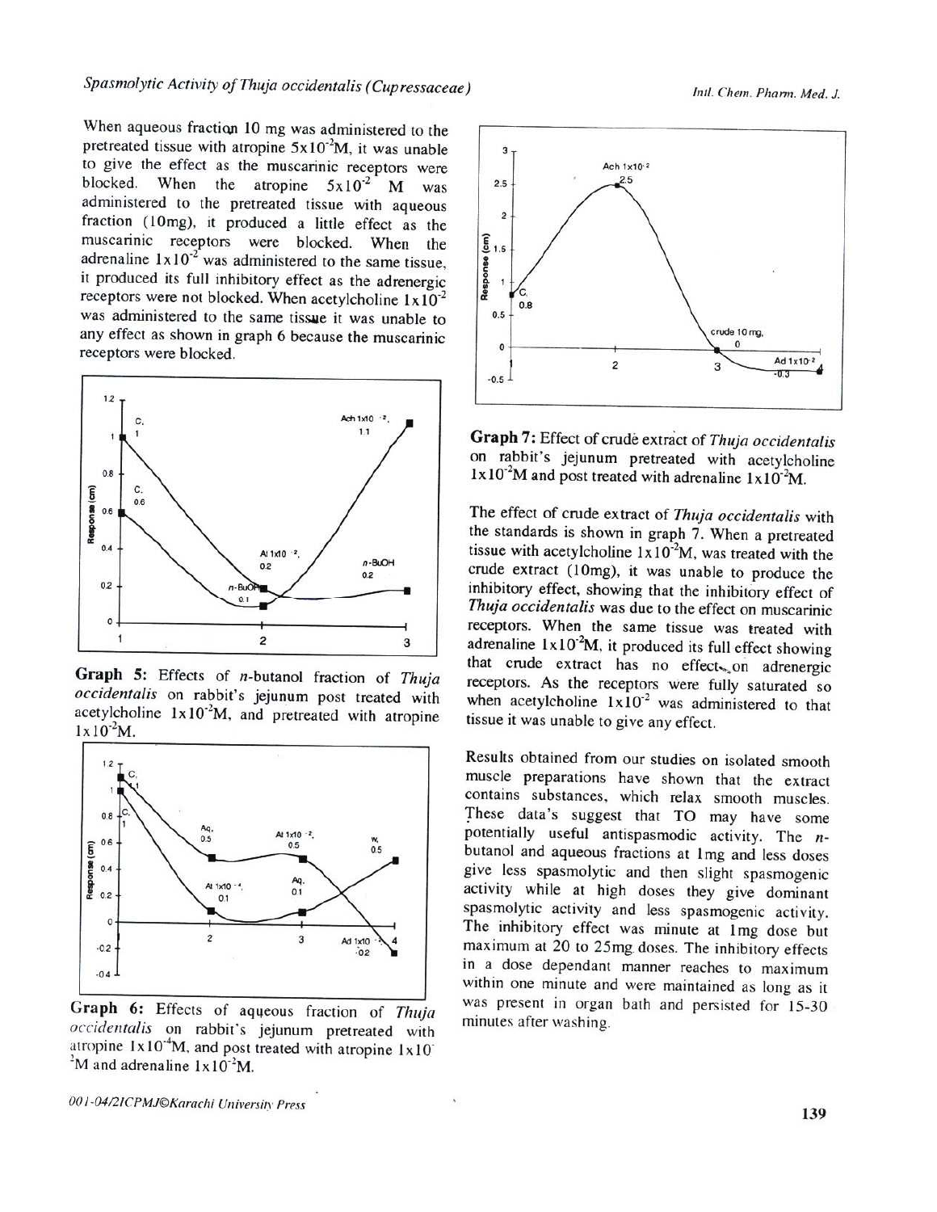When aqueous fraction 10 mg was administered to the pretreated tissue with atropine $5 \times 10^{-2}$M, it was unable to give the effect as the muscarinic receptors were blocked. When the atropine $5 \times 10^{-2}$ M was administered to the pretreated tissue with aqueous fraction (10mg), it produced a little effect as the muscarinic receptors were blocked. When the adrenaline $1 \times 10^{-2}$ was administered to the same tissue, it produced its full inhibitory effect as the adrenergic receptors were not blocked. When acetylcholine $1 \times 10^{-2}$ was administered to the same tissue it was unable to any effect as shown in graph 6 because the muscarinic receptors were blocked.

**Graph 5:** Effects of *n*-butanol fraction of *Thuja occidentalis* on rabbit's jejunum post treated with acetylcholine $1 \times 10^{-2}$M, and pretreated with atropine $1 \times 10^{-2}$M.

**Graph 6:** Effects of aqueous fraction of *Thuja occidentalis* on rabbit's jejunum pretreated with atropine $1 \times 10^{-4}$M, and post treated with atropine $1 \times 10^{-2}$M and adrenaline $1 \times 10^{-2}$M.

**Graph 7:** Effect of crude extract of *Thuja occidentalis* on rabbit's jejunum pretreated with acetylcholine $1 \times 10^{-2}$M and post treated with adrenaline $1 \times 10^{-2}$M.

The effect of crude extract of *Thuja occidentalis* with the standards is shown in graph 7. When a pretreated tissue with acetylcholine $1 \times 10^{-2}$M, was treated with the crude extract (10mg), it was unable to produce the inhibitory effect, showing that the inhibitory effect of *Thuja occidentalis* was due to the effect on muscarinic receptors. When the same tissue was treated with adrenaline $1 \times 10^{-2}$M, it produced its full effect showing that crude extract has no effect on adrenergic receptors. As the receptors were fully saturated so when acetylcholine $1 \times 10^{-2}$ was administered to that tissue it was unable to give any effect.

Results obtained from our studies on isolated smooth muscle preparations have shown that the extract contains substances, which relax smooth muscles. These data's suggest that TO may have some potentially useful antispasmodic activity. The *n*-butanol and aqueous fractions at 1mg and less doses give less spasmolytic and then slight spasmogenic activity while at high doses they give dominant spasmolytic activity and less spasmogenic activity. The inhibitory effect was minute at 1mg dose but maximum at 20 to 25mg doses. The inhibitory effects in a dose dependant manner reaches to maximum within one minute and were maintained as long as it was present in organ bath and persisted for 15-30 minutes after washing.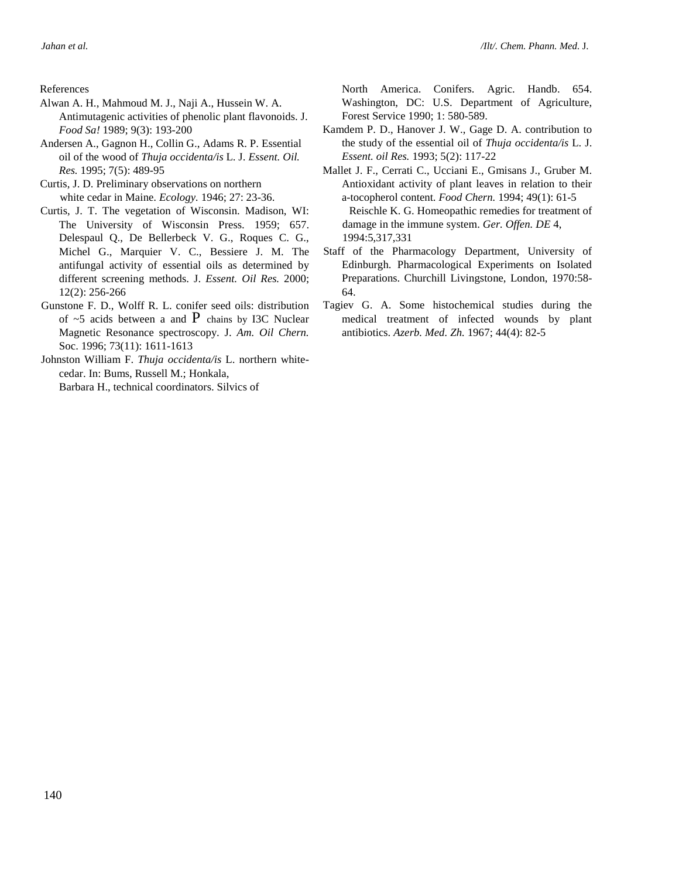References

Alwan A. H., Mahmoud M. J., Naji A., Hussein W. A. Antimutagenic activities of phenolic plant flavonoids. J. *Food Sa!* 1989; 9(3): 193-200

Andersen A., Gagnon H., Collin G., Adams R. P. Essential oil of the wood of *Thuja occidenta/is* L. J. *Essent. Oil. Res.* 1995; 7(5): 489-95

Curtis, J. D. Preliminary observations on northern white cedar in Maine. *Ecology.* 1946; 27: 23-36.

Curtis, J. T. The vegetation of Wisconsin. Madison, WI: The University of Wisconsin Press. 1959; 657. Delespaul Q., De Bellerbeck V. G., Roques C. G., Michel G., Marquier V. C., Bessiere J. M. The antifungal activity of essential oils as determined by different screening methods. J. *Essent. Oil Res.* 2000; 12(2): 256-266

Gunstone F. D., Wolff R. L. conifer seed oils: distribution of ~5 acids between a and P chains by I3C Nuclear Magnetic Resonance spectroscopy. J. *Am. Oil Chern.* Soc. 1996; 73(11): 1611-1613

Johnston William F. *Thuja occidenta/is* L. northern white-cedar. In: Bums, Russell M.; Honkala, Barbara H., technical coordinators. Silvics of North America. Conifers. Agric. Handb. 654. Washington, DC: U.S. Department of Agriculture, Forest Service 1990; 1: 580-589.

Kamdem P. D., Hanover J. W., Gage D. A. contribution to the study of the essential oil of *Thuja occidenta/is* L. J. *Essent. oil Res.* 1993; 5(2): 117-22

Mallet J. F., Cerrati C., Ucciani E., Gmisans J., Gruber M. Antioxidant activity of plant leaves in relation to their a-tocopherol content. *Food Chern.* 1994; 49(1): 61-5

Reischle K. G. Homeopathic remedies for treatment of damage in the immune system. *Ger. Offen. DE* 4, 1994:5,317,331

Staff of the Pharmacology Department, University of Edinburgh. Pharmacological Experiments on Isolated Preparations. Churchill Livingstone, London, 1970:58-64.

Tagiev G. A. Some histochemical studies during the medical treatment of infected wounds by plant antibiotics. *Azerb. Med. Zh.* 1967; 44(4): 82-5